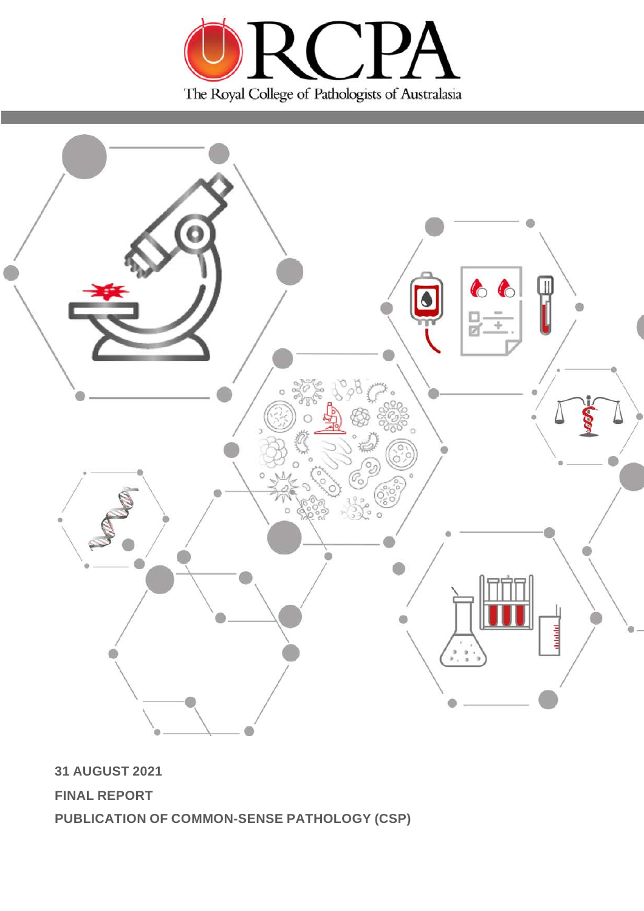RCPA

The Royal College of Pathologists of Australasia

**31 AUGUST 2021**

**FINAL REPORT**

**PUBLICATION OF COMMON-SENSE PATHOLOGY (CSP)**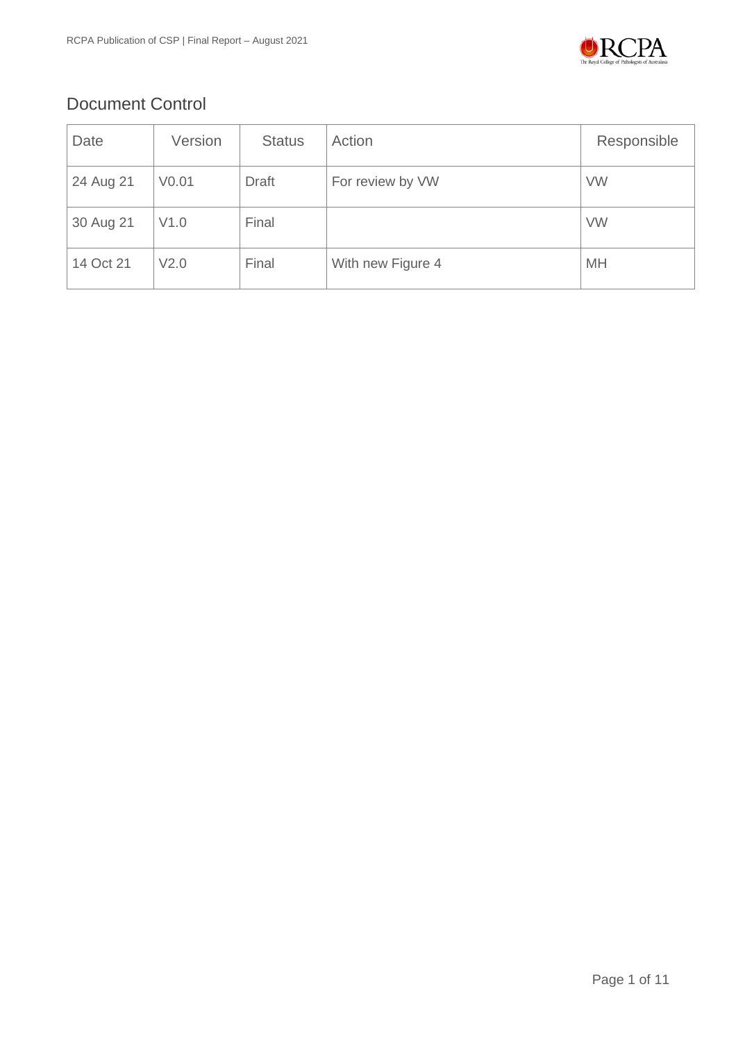## Document Control

| Date | Version | Status | Action | Responsible |
|---|---|---|---|---|
| 24 Aug 21 | V0.01 | Draft | For review by VW | VW |
| 30 Aug 21 | V1.0 | Final | | VW |
| 14 Oct 21 | V2.0 | Final | With new Figure 4 | MH |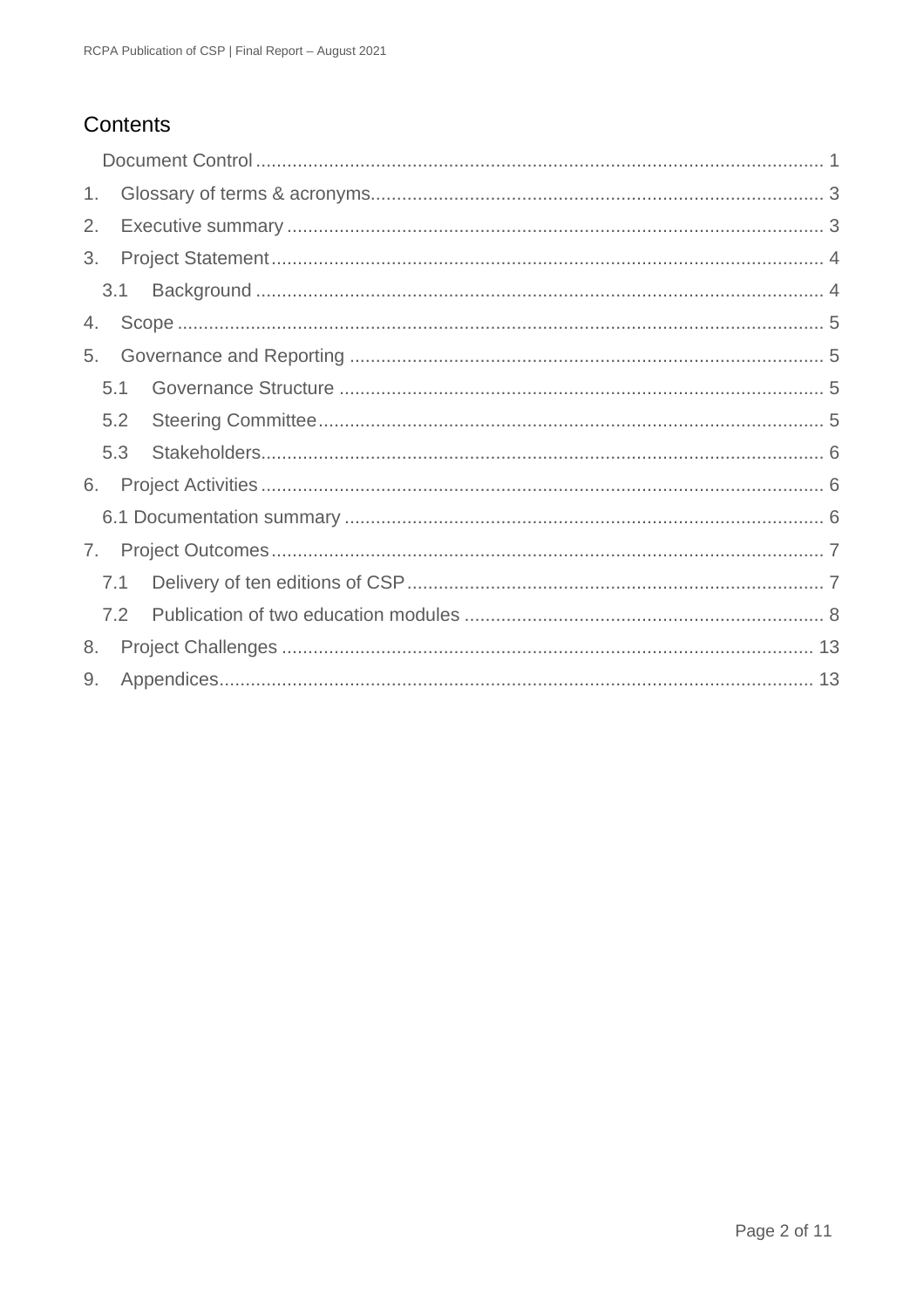## Contents

Document Control ........ 1

1. Glossary of terms & acronyms ........ 3
2. Executive summary ........ 3
3. Project Statement ........ 4
   - 3.1 Background ........ 4
4. Scope ........ 5
5. Governance and Reporting ........ 5
   - 5.1 Governance Structure ........ 5
   - 5.2 Steering Committee ........ 5
   - 5.3 Stakeholders ........ 6
6. Project Activities ........ 6
   - 6.1 Documentation summary ........ 6
7. Project Outcomes ........ 7
   - 7.1 Delivery of ten editions of CSP ........ 7
   - 7.2 Publication of two education modules ........ 8
8. Project Challenges ........ 13
9. Appendices ........ 13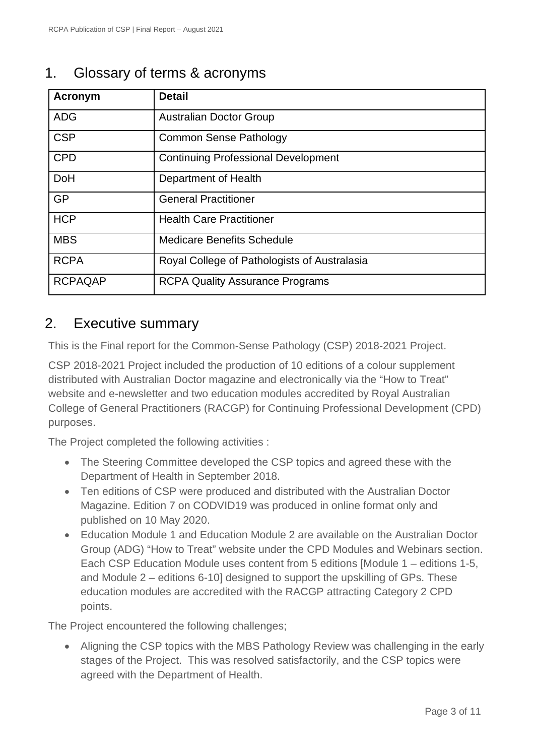# 1. Glossary of terms & acronyms

| Acronym | Detail |
|---|---|
| ADG | Australian Doctor Group |
| CSP | Common Sense Pathology |
| CPD | Continuing Professional Development |
| DoH | Department of Health |
| GP | General Practitioner |
| HCP | Health Care Practitioner |
| MBS | Medicare Benefits Schedule |
| RCPA | Royal College of Pathologists of Australasia |
| RCPAQAP | RCPA Quality Assurance Programs |

# 2. Executive summary

This is the Final report for the Common-Sense Pathology (CSP) 2018-2021 Project.

CSP 2018-2021 Project included the production of 10 editions of a colour supplement distributed with Australian Doctor magazine and electronically via the "How to Treat" website and e-newsletter and two education modules accredited by Royal Australian College of General Practitioners (RACGP) for Continuing Professional Development (CPD) purposes.

The Project completed the following activities :

- The Steering Committee developed the CSP topics and agreed these with the Department of Health in September 2018.
- Ten editions of CSP were produced and distributed with the Australian Doctor Magazine. Edition 7 on CODVID19 was produced in online format only and published on 10 May 2020.
- Education Module 1 and Education Module 2 are available on the Australian Doctor Group (ADG) "How to Treat" website under the CPD Modules and Webinars section. Each CSP Education Module uses content from 5 editions [Module 1 – editions 1-5, and Module 2 – editions 6-10] designed to support the upskilling of GPs. These education modules are accredited with the RACGP attracting Category 2 CPD points.

The Project encountered the following challenges;

- Aligning the CSP topics with the MBS Pathology Review was challenging in the early stages of the Project. This was resolved satisfactorily, and the CSP topics were agreed with the Department of Health.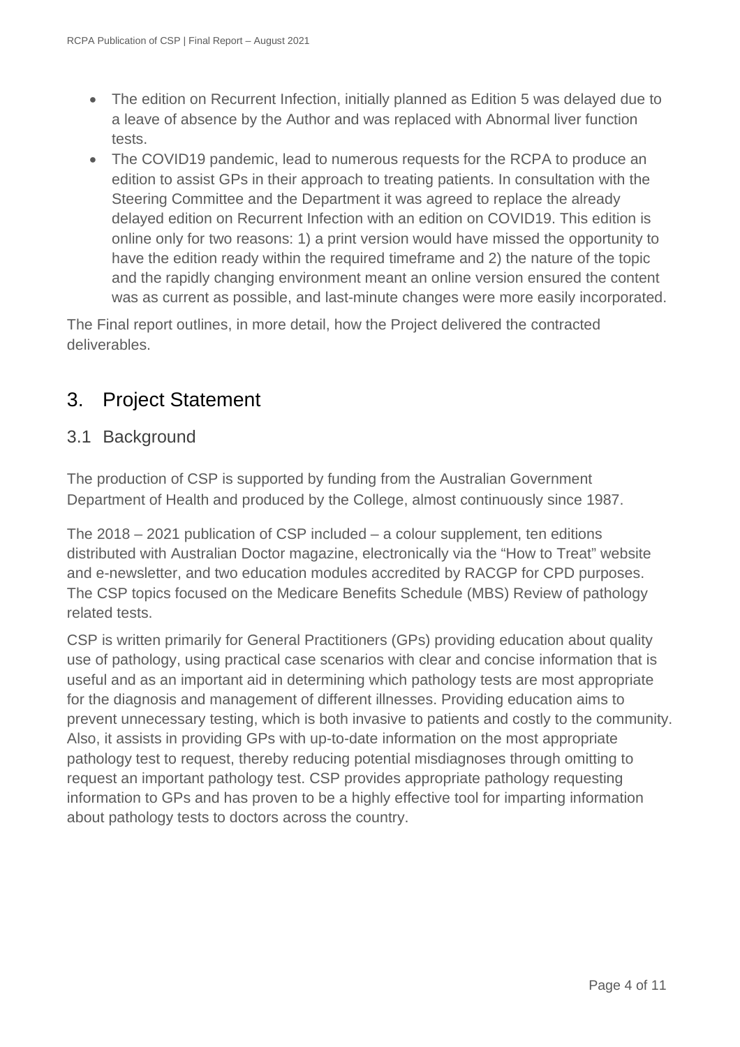- The edition on Recurrent Infection, initially planned as Edition 5 was delayed due to a leave of absence by the Author and was replaced with Abnormal liver function tests.
- The COVID19 pandemic, lead to numerous requests for the RCPA to produce an edition to assist GPs in their approach to treating patients. In consultation with the Steering Committee and the Department it was agreed to replace the already delayed edition on Recurrent Infection with an edition on COVID19. This edition is online only for two reasons: 1) a print version would have missed the opportunity to have the edition ready within the required timeframe and 2) the nature of the topic and the rapidly changing environment meant an online version ensured the content was as current as possible, and last-minute changes were more easily incorporated.

The Final report outlines, in more detail, how the Project delivered the contracted deliverables.

# 3. Project Statement

## 3.1 Background

The production of CSP is supported by funding from the Australian Government Department of Health and produced by the College, almost continuously since 1987.

The 2018 – 2021 publication of CSP included – a colour supplement, ten editions distributed with Australian Doctor magazine, electronically via the "How to Treat" website and e-newsletter, and two education modules accredited by RACGP for CPD purposes. The CSP topics focused on the Medicare Benefits Schedule (MBS) Review of pathology related tests.

CSP is written primarily for General Practitioners (GPs) providing education about quality use of pathology, using practical case scenarios with clear and concise information that is useful and as an important aid in determining which pathology tests are most appropriate for the diagnosis and management of different illnesses. Providing education aims to prevent unnecessary testing, which is both invasive to patients and costly to the community. Also, it assists in providing GPs with up-to-date information on the most appropriate pathology test to request, thereby reducing potential misdiagnoses through omitting to request an important pathology test. CSP provides appropriate pathology requesting information to GPs and has proven to be a highly effective tool for imparting information about pathology tests to doctors across the country.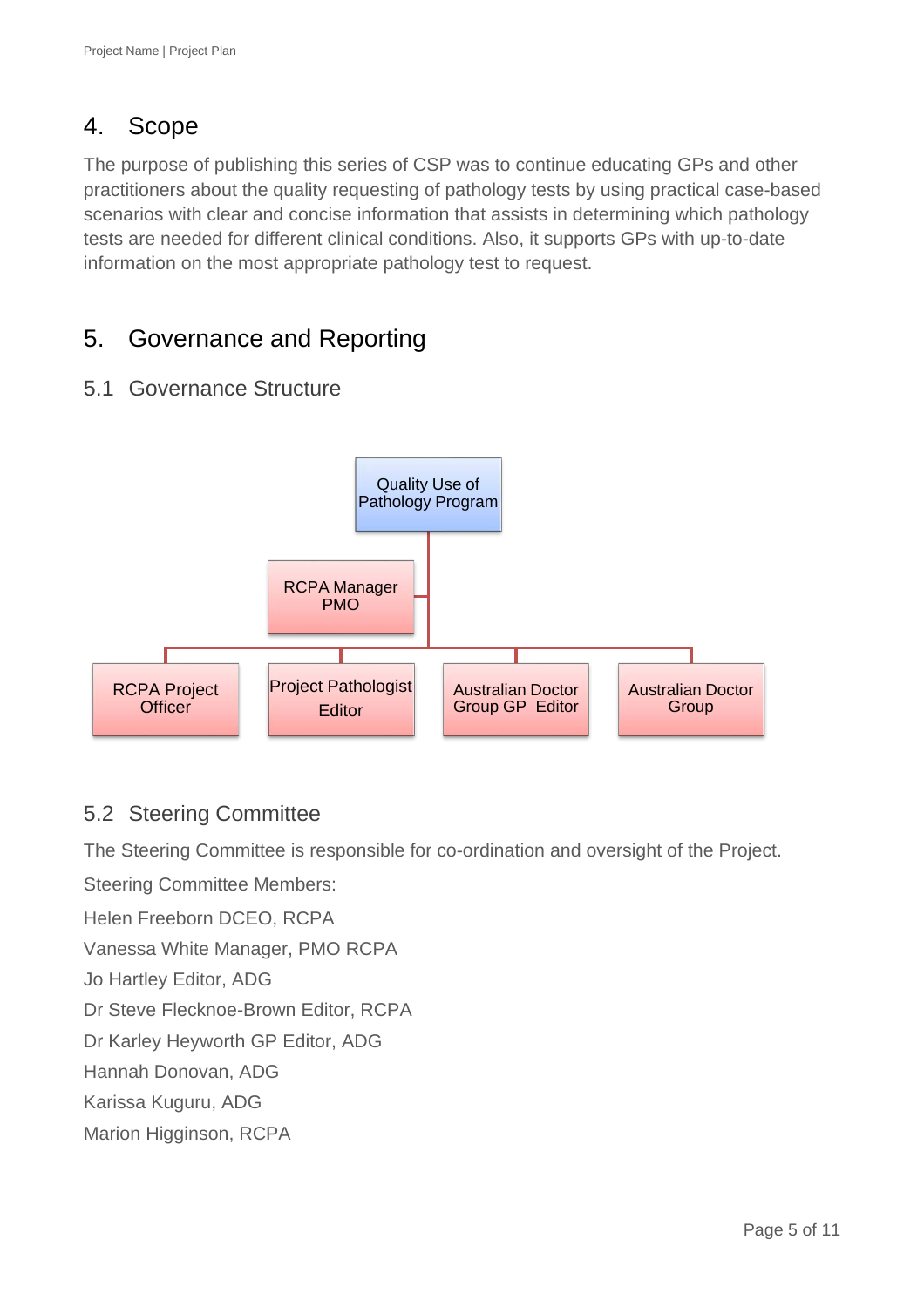## 4. Scope

The purpose of publishing this series of CSP was to continue educating GPs and other practitioners about the quality requesting of pathology tests by using practical case-based scenarios with clear and concise information that assists in determining which pathology tests are needed for different clinical conditions. Also, it supports GPs with up-to-date information on the most appropriate pathology test to request.

## 5. Governance and Reporting

### 5.1 Governance Structure

Quality Use of Pathology Program

RCPA Manager PMO

RCPA Project Officer

Project Pathologist Editor

Australian Doctor Group GP Editor

Australian Doctor Group

### 5.2 Steering Committee

The Steering Committee is responsible for co-ordination and oversight of the Project.

Steering Committee Members:

Helen Freeborn DCEO, RCPA

Vanessa White Manager, PMO RCPA

Jo Hartley Editor, ADG

Dr Steve Flecknoe-Brown Editor, RCPA

Dr Karley Heyworth GP Editor, ADG

Hannah Donovan, ADG

Karissa Kuguru, ADG

Marion Higginson, RCPA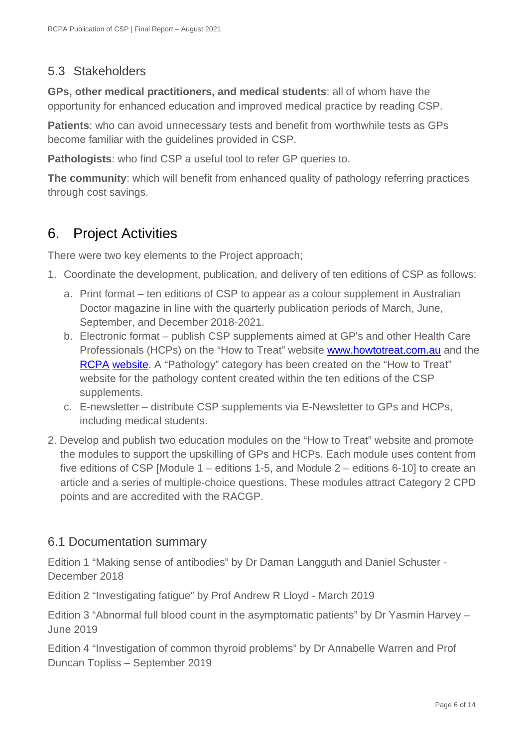## 5.3 Stakeholders

**GPs, other medical practitioners, and medical students**: all of whom have the opportunity for enhanced education and improved medical practice by reading CSP.

**Patients**: who can avoid unnecessary tests and benefit from worthwhile tests as GPs become familiar with the guidelines provided in CSP.

**Pathologists**: who find CSP a useful tool to refer GP queries to.

**The community**: which will benefit from enhanced quality of pathology referring practices through cost savings.

# 6. Project Activities

There were two key elements to the Project approach;

1. Coordinate the development, publication, and delivery of ten editions of CSP as follows:
   a. Print format – ten editions of CSP to appear as a colour supplement in Australian Doctor magazine in line with the quarterly publication periods of March, June, September, and December 2018-2021.
   b. Electronic format – publish CSP supplements aimed at GP's and other Health Care Professionals (HCPs) on the "How to Treat" website www.howtotreat.com.au and the RCPA website. A "Pathology" category has been created on the "How to Treat" website for the pathology content created within the ten editions of the CSP supplements.
   c. E-newsletter – distribute CSP supplements via E-Newsletter to GPs and HCPs, including medical students.
2. Develop and publish two education modules on the "How to Treat" website and promote the modules to support the upskilling of GPs and HCPs. Each module uses content from five editions of CSP [Module 1 – editions 1-5, and Module 2 – editions 6-10] to create an article and a series of multiple-choice questions. These modules attract Category 2 CPD points and are accredited with the RACGP.

## 6.1 Documentation summary

Edition 1 "Making sense of antibodies" by Dr Daman Langguth and Daniel Schuster - December 2018

Edition 2 "Investigating fatigue" by Prof Andrew R Lloyd - March 2019

Edition 3 "Abnormal full blood count in the asymptomatic patients" by Dr Yasmin Harvey – June 2019

Edition 4 "Investigation of common thyroid problems" by Dr Annabelle Warren and Prof Duncan Topliss – September 2019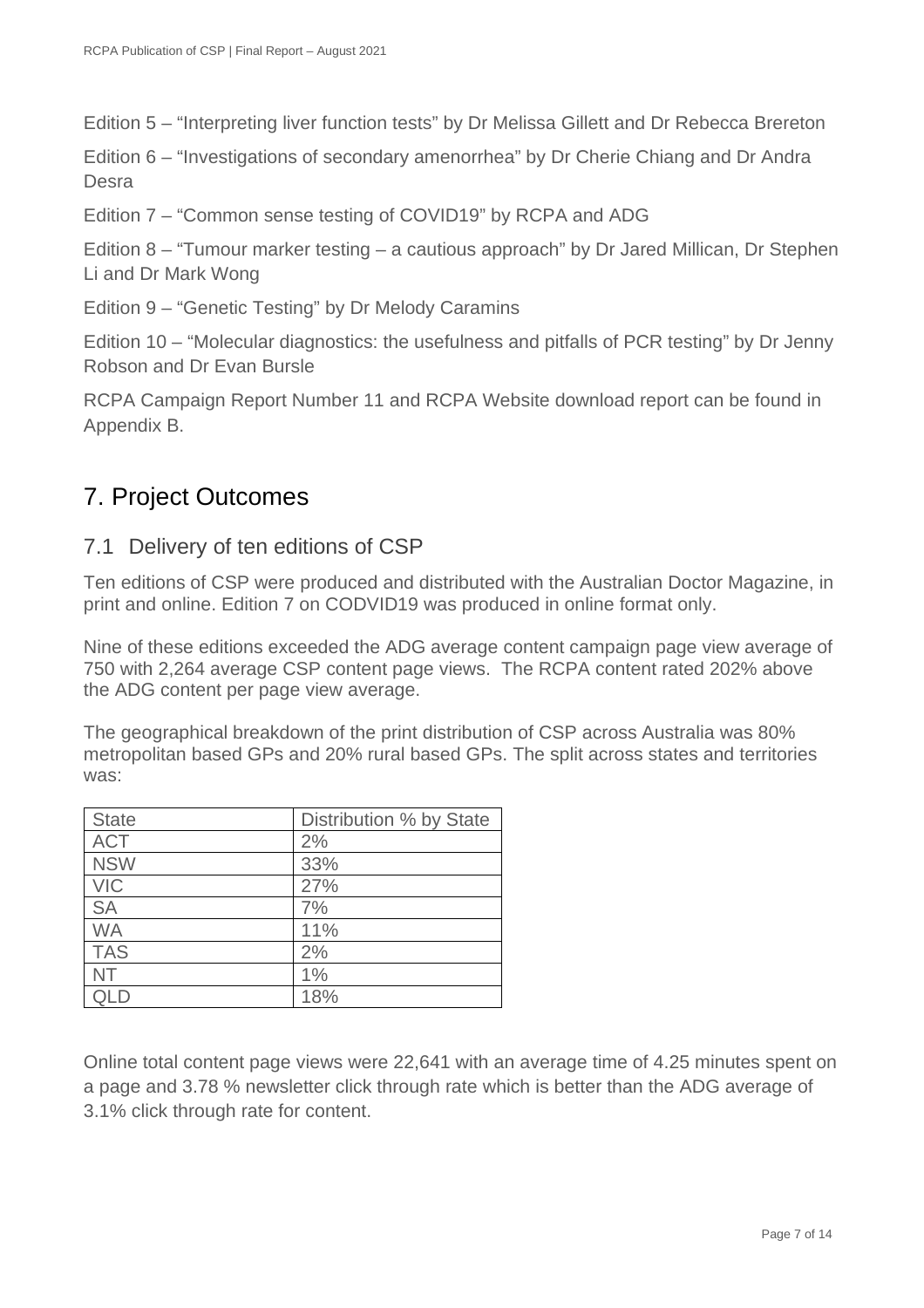Edition 5 – "Interpreting liver function tests" by Dr Melissa Gillett and Dr Rebecca Brereton

Edition 6 – "Investigations of secondary amenorrhea" by Dr Cherie Chiang and Dr Andra Desra

Edition 7 – "Common sense testing of COVID19" by RCPA and ADG

Edition 8 – "Tumour marker testing – a cautious approach" by Dr Jared Millican, Dr Stephen Li and Dr Mark Wong

Edition 9 – "Genetic Testing" by Dr Melody Caramins

Edition 10 – "Molecular diagnostics: the usefulness and pitfalls of PCR testing" by Dr Jenny Robson and Dr Evan Bursle

RCPA Campaign Report Number 11 and RCPA Website download report can be found in Appendix B.

# 7. Project Outcomes

## 7.1 Delivery of ten editions of CSP

Ten editions of CSP were produced and distributed with the Australian Doctor Magazine, in print and online. Edition 7 on CODVID19 was produced in online format only.

Nine of these editions exceeded the ADG average content campaign page view average of 750 with 2,264 average CSP content page views. The RCPA content rated 202% above the ADG content per page view average.

The geographical breakdown of the print distribution of CSP across Australia was 80% metropolitan based GPs and 20% rural based GPs. The split across states and territories was:

| State | Distribution % by State |
|---|---|
| ACT | 2% |
| NSW | 33% |
| VIC | 27% |
| SA | 7% |
| WA | 11% |
| TAS | 2% |
| NT | 1% |
| QLD | 18% |

Online total content page views were 22,641 with an average time of 4.25 minutes spent on a page and 3.78 % newsletter click through rate which is better than the ADG average of 3.1% click through rate for content.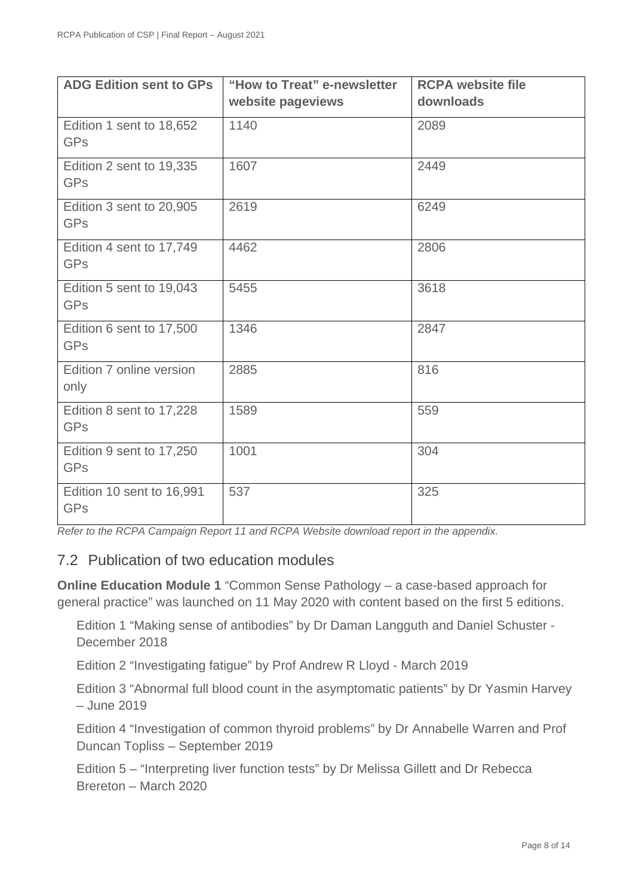| ADG Edition sent to GPs | "How to Treat" e-newsletter website pageviews | RCPA website file downloads |
|---|---|---|
| Edition 1 sent to 18,652 GPs | 1140 | 2089 |
| Edition 2 sent to 19,335 GPs | 1607 | 2449 |
| Edition 3 sent to 20,905 GPs | 2619 | 6249 |
| Edition 4 sent to 17,749 GPs | 4462 | 2806 |
| Edition 5 sent to 19,043 GPs | 5455 | 3618 |
| Edition 6 sent to 17,500 GPs | 1346 | 2847 |
| Edition 7 online version only | 2885 | 816 |
| Edition 8 sent to 17,228 GPs | 1589 | 559 |
| Edition 9 sent to 17,250 GPs | 1001 | 304 |
| Edition 10 sent to 16,991 GPs | 537 | 325 |

*Refer to the RCPA Campaign Report 11 and RCPA Website download report in the appendix.*

## 7.2 Publication of two education modules

**Online Education Module 1** "Common Sense Pathology – a case-based approach for general practice" was launched on 11 May 2020 with content based on the first 5 editions.

Edition 1 "Making sense of antibodies" by Dr Daman Langguth and Daniel Schuster - December 2018

Edition 2 "Investigating fatigue" by Prof Andrew R Lloyd - March 2019

Edition 3 "Abnormal full blood count in the asymptomatic patients" by Dr Yasmin Harvey – June 2019

Edition 4 "Investigation of common thyroid problems" by Dr Annabelle Warren and Prof Duncan Topliss – September 2019

Edition 5 – "Interpreting liver function tests" by Dr Melissa Gillett and Dr Rebecca Brereton – March 2020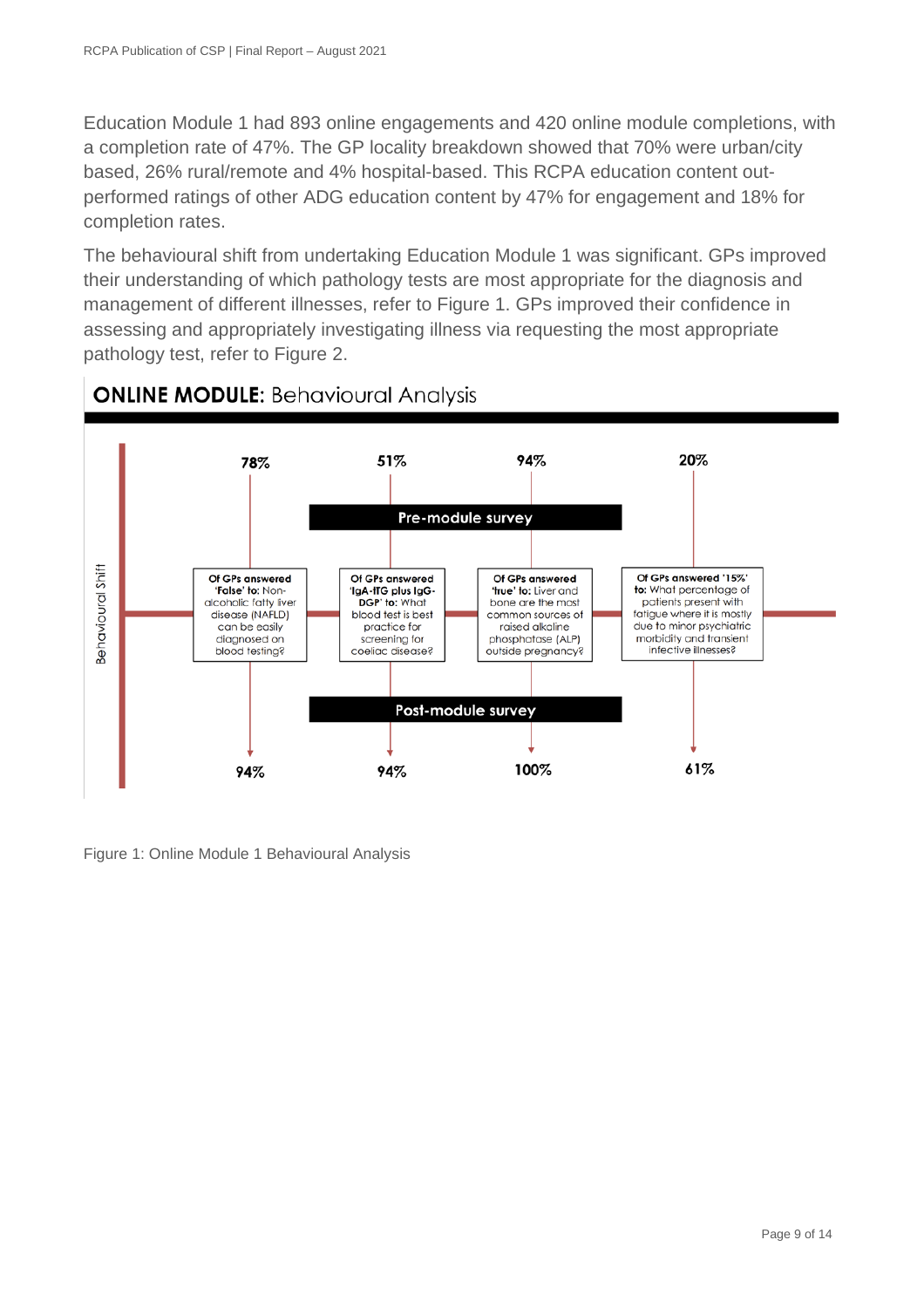Education Module 1 had 893 online engagements and 420 online module completions, with a completion rate of 47%. The GP locality breakdown showed that 70% were urban/city based, 26% rural/remote and 4% hospital-based. This RCPA education content out-performed ratings of other ADG education content by 47% for engagement and 18% for completion rates.

The behavioural shift from undertaking Education Module 1 was significant. GPs improved their understanding of which pathology tests are most appropriate for the diagnosis and management of different illnesses, refer to Figure 1. GPs improved their confidence in assessing and appropriately investigating illness via requesting the most appropriate pathology test, refer to Figure 2.

## ONLINE MODULE: Behavioural Analysis

*Behavioural Shift*

| | Of GPs answered 'False' to: Non-alcoholic fatty liver disease (NAFLD) can be easily diagnosed on blood testing? | Of GPs answered 'IgA-tTG plus IgG-DGP' to: What blood test is best practice for screening for coeliac disease? | Of GPs answered 'true' to: Liver and bone are the most common sources of raised alkaline phosphatase (ALP) outside pregnancy? | Of GPs answered '15%' to: What percentage of patients present with fatigue where it is mostly due to minor psychiatric morbidity and transient infective illnesses? |
|---|---|---|---|---|
| Pre-module survey | 78% | 51% | 94% | 20% |
| Post-module survey | 94% | 94% | 100% | 61% |

Figure 1: Online Module 1 Behavioural Analysis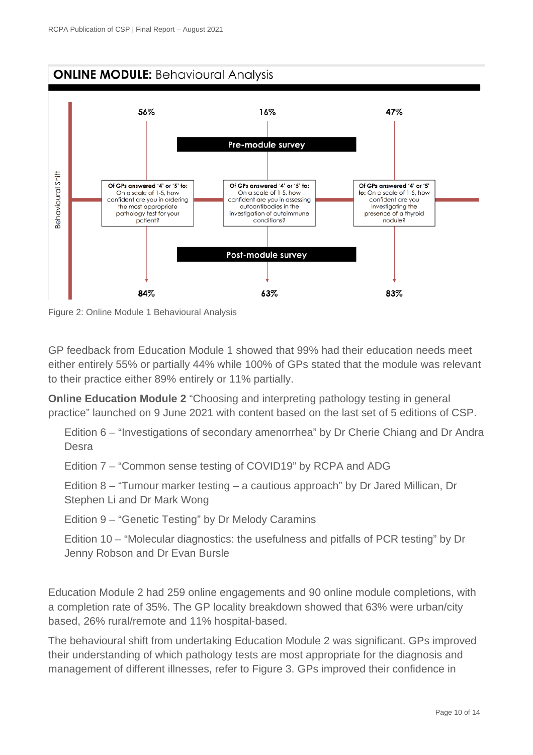## ONLINE MODULE: Behavioural Analysis

Behavioural Shift

| | Of GPs answered '4' or '5' to: On a scale of 1-5, how confident are you in ordering the most appropriate pathology test for your patient? | Of GPs answered '4' or '5' to: On a scale of 1-5, how confident are you in assessing autoantibodies in the investigation of autoimmune conditions? | Of GPs answered '4' or '5' to: On a scale of 1-5, how confident are you investigating the presence of a thyroid nodule? |
|---|---|---|---|
| Pre-module survey | 56% | 16% | 47% |
| Post-module survey | 84% | 63% | 83% |

Figure 2: Online Module 1 Behavioural Analysis

GP feedback from Education Module 1 showed that 99% had their education needs meet either entirely 55% or partially 44% while 100% of GPs stated that the module was relevant to their practice either 89% entirely or 11% partially.

**Online Education Module 2** "Choosing and interpreting pathology testing in general practice" launched on 9 June 2021 with content based on the last set of 5 editions of CSP.

Edition 6 – "Investigations of secondary amenorrhea" by Dr Cherie Chiang and Dr Andra Desra

Edition 7 – "Common sense testing of COVID19" by RCPA and ADG

Edition 8 – "Tumour marker testing – a cautious approach" by Dr Jared Millican, Dr Stephen Li and Dr Mark Wong

Edition 9 – "Genetic Testing" by Dr Melody Caramins

Edition 10 – "Molecular diagnostics: the usefulness and pitfalls of PCR testing" by Dr Jenny Robson and Dr Evan Bursle

Education Module 2 had 259 online engagements and 90 online module completions, with a completion rate of 35%. The GP locality breakdown showed that 63% were urban/city based, 26% rural/remote and 11% hospital-based.

The behavioural shift from undertaking Education Module 2 was significant. GPs improved their understanding of which pathology tests are most appropriate for the diagnosis and management of different illnesses, refer to Figure 3. GPs improved their confidence in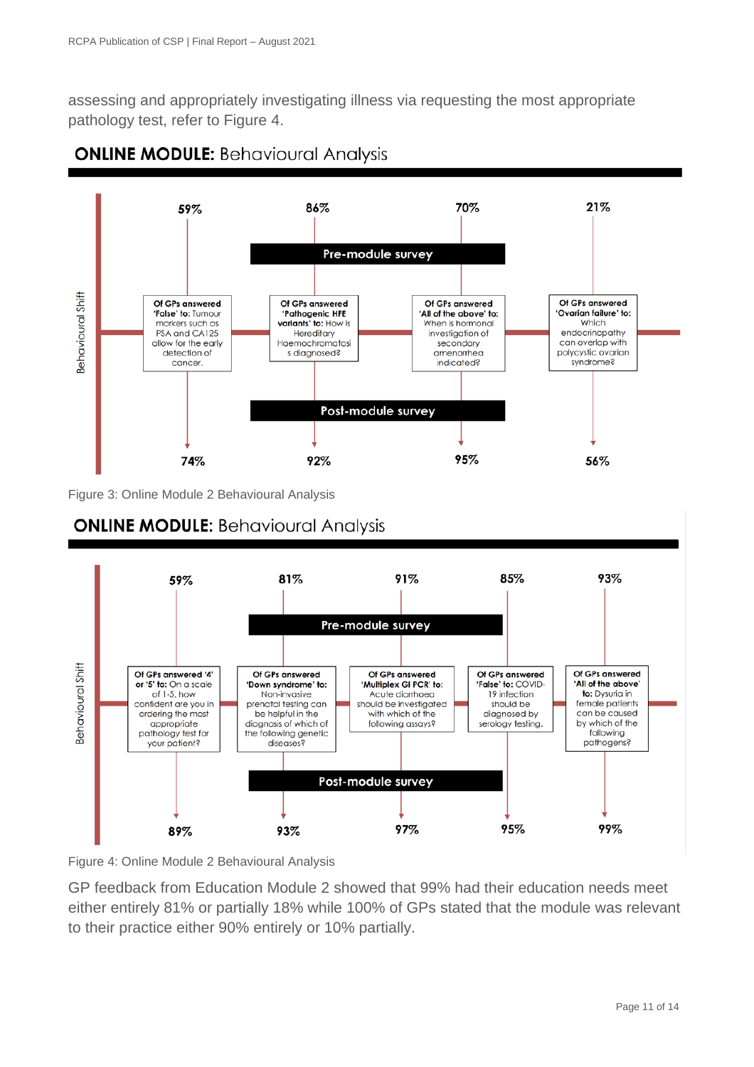assessing and appropriately investigating illness via requesting the most appropriate pathology test, refer to Figure 4.

## ONLINE MODULE: Behavioural Analysis

Behavioural Shift

| | Of GPs answered 'False' to: Tumour markers such as PSA and CA125 allow for the early detection of cancer. | Of GPs answered 'Pathogenic HFE variants' to: How is Hereditary Haemochromatosis diagnosed? | Of GPs answered 'All of the above' to: When is hormonal investigation of secondary amenorrhea indicated? | Of GPs answered 'Ovarian failure' to: Which endocrinopathy can overlap with polycystic ovarian syndrome? |
|---|---|---|---|---|
| Pre-module survey | 59% | 86% | 70% | 21% |
| Post-module survey | 74% | 92% | 95% | 56% |

Figure 3: Online Module 2 Behavioural Analysis

## ONLINE MODULE: Behavioural Analysis

Behavioural Shift

| | Of GPs answered '4' or '5' to: On a scale of 1-5, how confident are you in ordering the most appropriate pathology test for your patient? | Of GPs answered 'Down syndrome' to: Non-invasive prenatal testing can be helpful in the diagnosis of which of the following genetic diseases? | Of GPs answered 'Multiplex GI PCR' to: Acute diarrhoea should be investigated with which of the following assays? | Of GPs answered 'False' to: COVID-19 infection should be diagnosed by serology testing. | Of GPs answered 'All of the above' to: Dysuria in female patients can be caused by which of the following pathogens? |
|---|---|---|---|---|---|
| Pre-module survey | 59% | 81% | 91% | 85% | 93% |
| Post-module survey | 89% | 93% | 97% | 95% | 99% |

Figure 4: Online Module 2 Behavioural Analysis

GP feedback from Education Module 2 showed that 99% had their education needs meet either entirely 81% or partially 18% while 100% of GPs stated that the module was relevant to their practice either 90% entirely or 10% partially.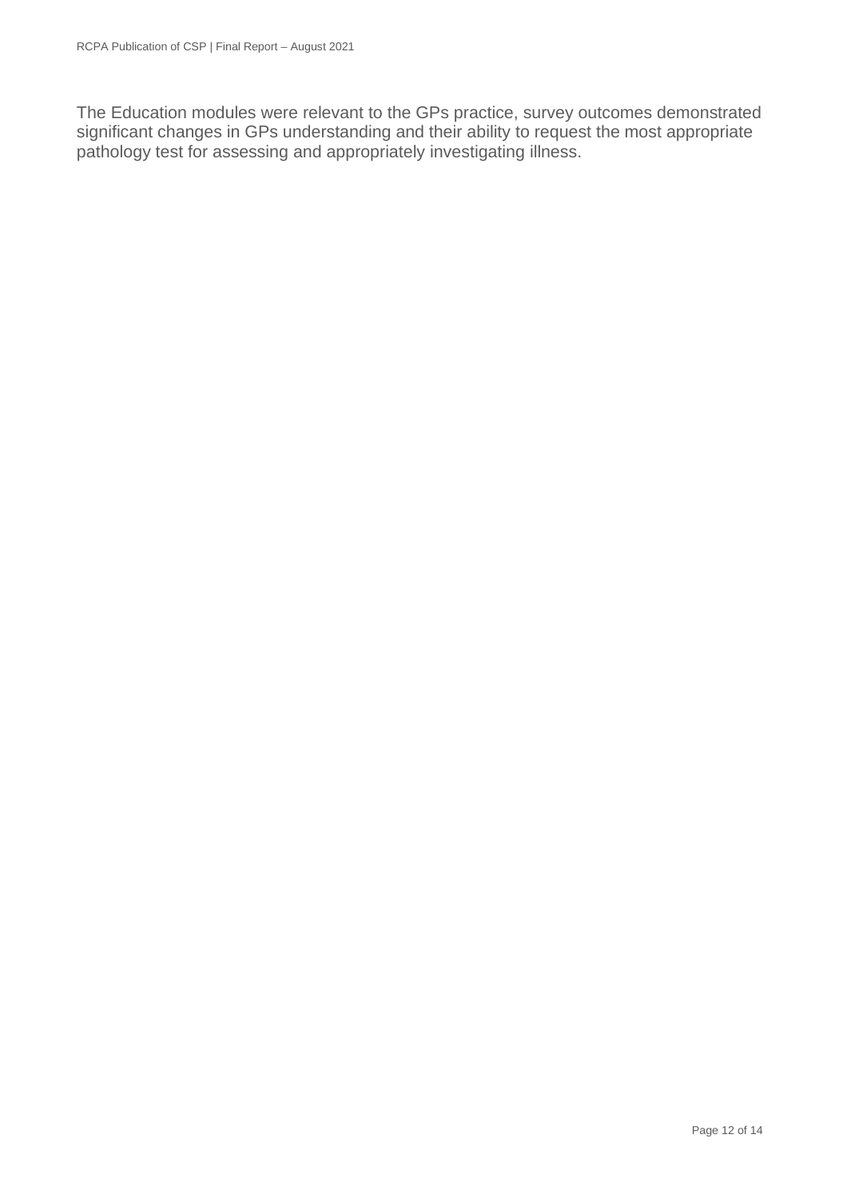The Education modules were relevant to the GPs practice, survey outcomes demonstrated significant changes in GPs understanding and their ability to request the most appropriate pathology test for assessing and appropriately investigating illness.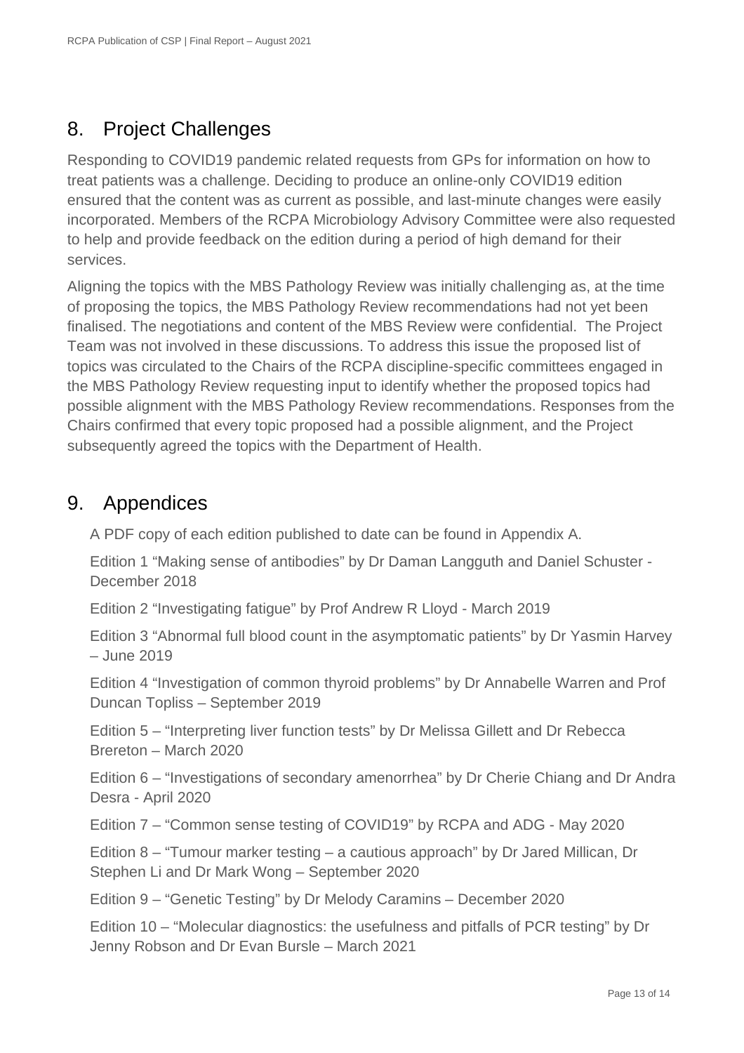## 8. Project Challenges

Responding to COVID19 pandemic related requests from GPs for information on how to treat patients was a challenge. Deciding to produce an online-only COVID19 edition ensured that the content was as current as possible, and last-minute changes were easily incorporated. Members of the RCPA Microbiology Advisory Committee were also requested to help and provide feedback on the edition during a period of high demand for their services.

Aligning the topics with the MBS Pathology Review was initially challenging as, at the time of proposing the topics, the MBS Pathology Review recommendations had not yet been finalised. The negotiations and content of the MBS Review were confidential. The Project Team was not involved in these discussions. To address this issue the proposed list of topics was circulated to the Chairs of the RCPA discipline-specific committees engaged in the MBS Pathology Review requesting input to identify whether the proposed topics had possible alignment with the MBS Pathology Review recommendations. Responses from the Chairs confirmed that every topic proposed had a possible alignment, and the Project subsequently agreed the topics with the Department of Health.

## 9. Appendices

A PDF copy of each edition published to date can be found in Appendix A.

Edition 1 “Making sense of antibodies” by Dr Daman Langguth and Daniel Schuster - December 2018

Edition 2 “Investigating fatigue” by Prof Andrew R Lloyd - March 2019

Edition 3 “Abnormal full blood count in the asymptomatic patients” by Dr Yasmin Harvey – June 2019

Edition 4 “Investigation of common thyroid problems” by Dr Annabelle Warren and Prof Duncan Topliss – September 2019

Edition 5 – “Interpreting liver function tests” by Dr Melissa Gillett and Dr Rebecca Brereton – March 2020

Edition 6 – “Investigations of secondary amenorrhea” by Dr Cherie Chiang and Dr Andra Desra - April 2020

Edition 7 – “Common sense testing of COVID19” by RCPA and ADG - May 2020

Edition 8 – “Tumour marker testing – a cautious approach” by Dr Jared Millican, Dr Stephen Li and Dr Mark Wong – September 2020

Edition 9 – “Genetic Testing” by Dr Melody Caramins – December 2020

Edition 10 – “Molecular diagnostics: the usefulness and pitfalls of PCR testing” by Dr Jenny Robson and Dr Evan Bursle – March 2021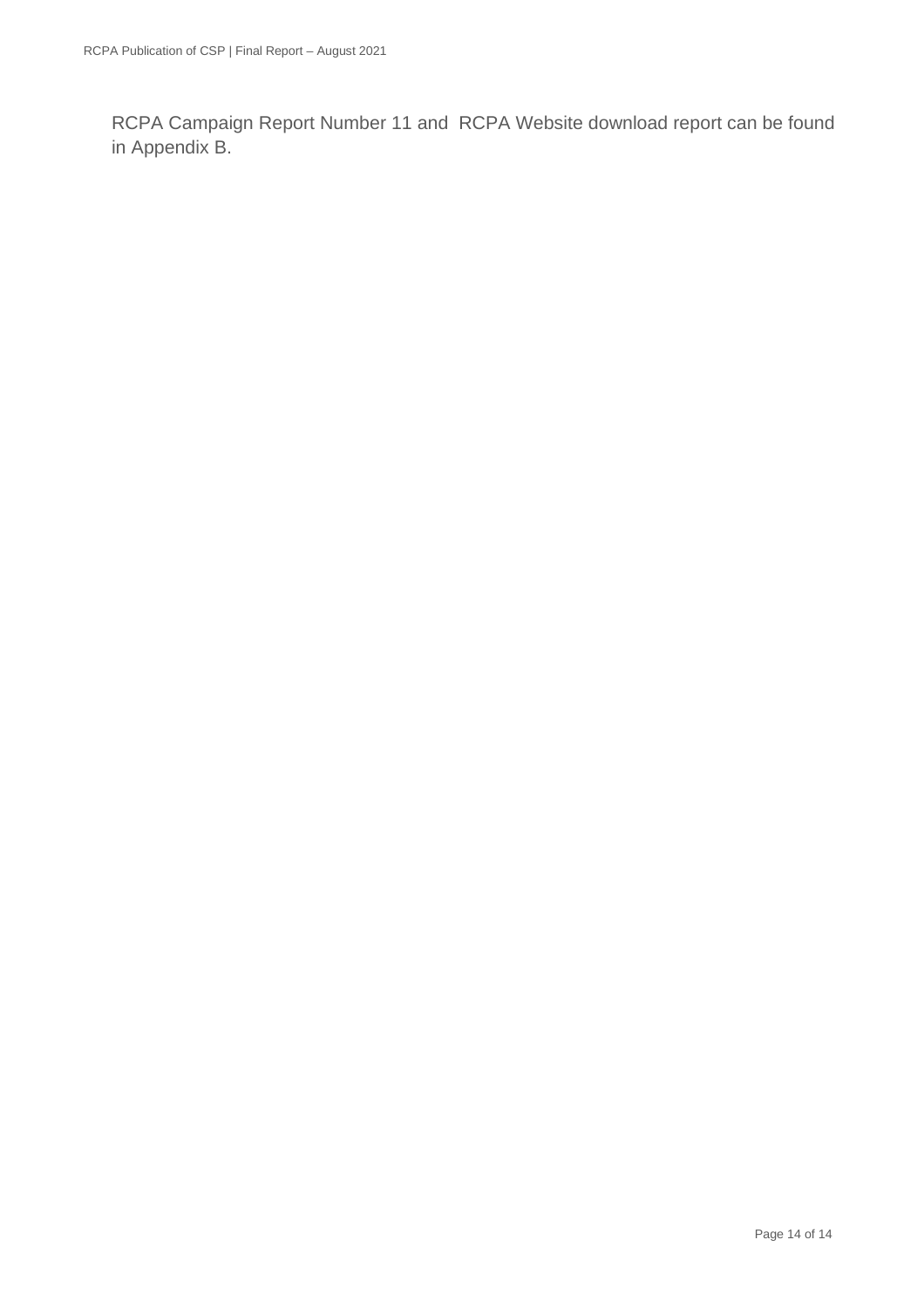RCPA Campaign Report Number 11 and  RCPA Website download report can be found in Appendix B.